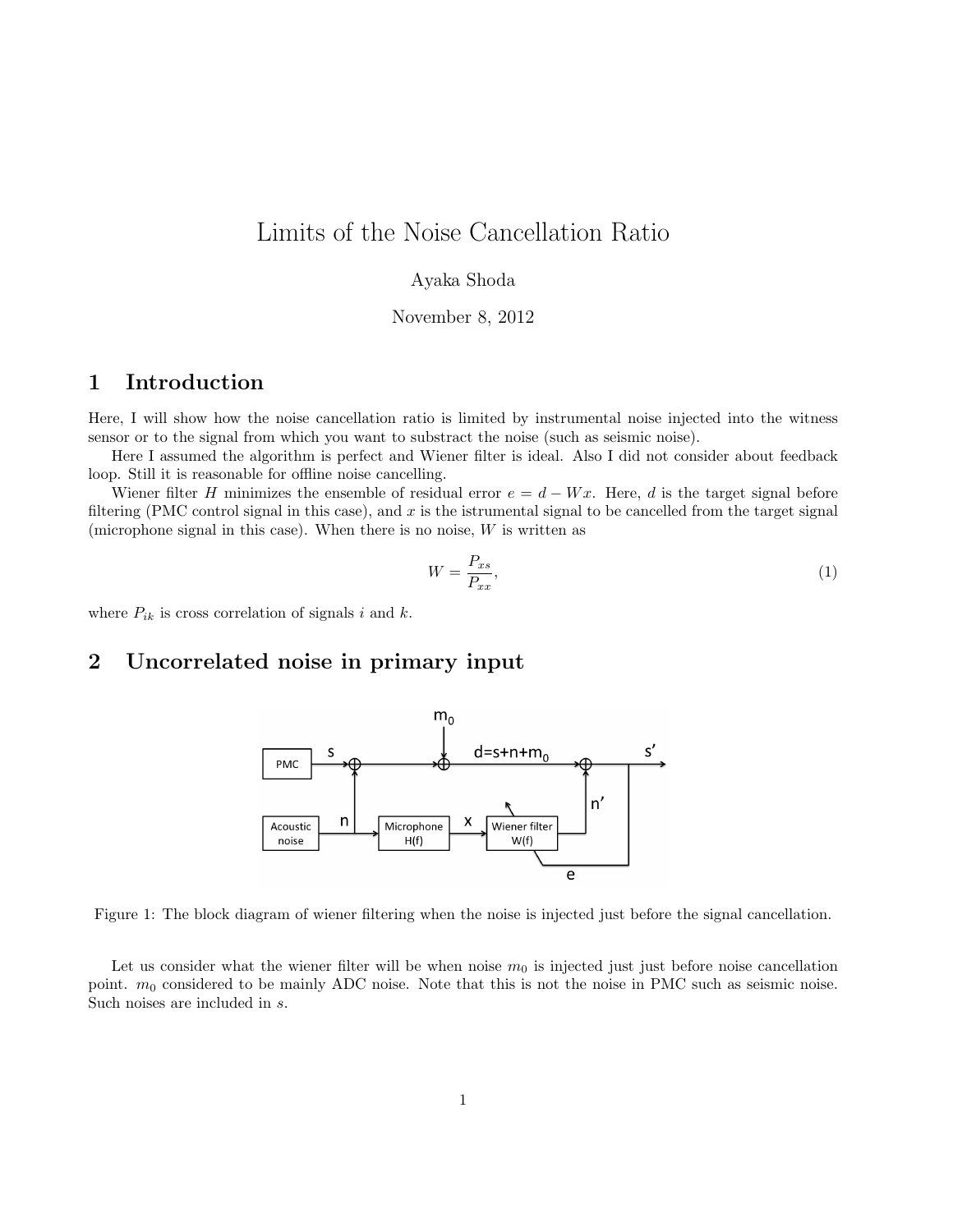# Limits of the Noise Cancellation Ratio

Ayaka Shoda

November 8, 2012

## 1 Introduction

Here, I will show how the noise cancellation ratio is limited by instrumental noise injected into the witness sensor or to the signal from which you want to substract the noise (such as seismic noise).

Here I assumed the algorithm is perfect and Wiener filter is ideal. Also I did not consider about feedback loop. Still it is reasonable for offline noise cancelling.

Wiener filter $H$ minimizes the ensemble of residual error $e = d - Wx$. Here, $d$ is the target signal before filtering (PMC control signal in this case), and $x$ is the istrumental signal to be cancelled from the target signal (microphone signal in this case). When there is no noise, $W$ is written as

$$W = \frac{P_{xs}}{P_{xx}}, \tag{1}$$

where $P_{ik}$ is cross correlation of signals $i$ and $k$.

## 2 Uncorrelated noise in primary input

Figure 1: The block diagram of wiener filtering when the noise is injected just before the signal cancellation.

Let us consider what the wiener filter will be when noise $m_0$ is injected just just before noise cancellation point. $m_0$ considered to be mainly ADC noise. Note that this is not the noise in PMC such as seismic noise. Such noises are included in $s$.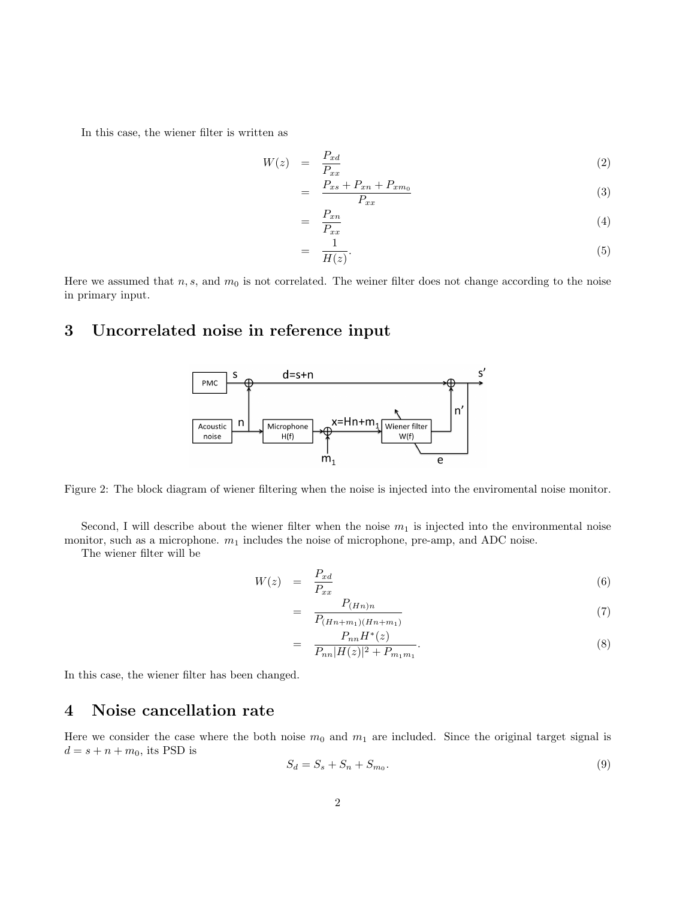In this case, the wiener filter is written as

$$
\begin{aligned}
W(z) &= \frac{P_{xd}}{P_{xx}} &(2)\\
&= \frac{P_{xs} + P_{xn} + P_{xm_0}}{P_{xx}} &(3)\\
&= \frac{P_{xn}}{P_{xx}} &(4)\\
&= \frac{1}{H(z)}. &(5)
\end{aligned}
$$

Here we assumed that $n$, $s$, and $m_0$ is not correlated. The weiner filter does not change according to the noise in primary input.

# 3 Uncorrelated noise in reference input

Figure 2: The block diagram of wiener filtering when the noise is injected into the enviromental noise monitor.

Second, I will describe about the wiener filter when the noise $m_1$ is injected into the environmental noise monitor, such as a microphone. $m_1$ includes the noise of microphone, pre-amp, and ADC noise.

The wiener filter will be

$$
\begin{aligned}
W(z) &= \frac{P_{xd}}{P_{xx}} &(6)\\
&= \frac{P_{(Hn)n}}{P_{(Hn+m_1)(Hn+m_1)}} &(7)\\
&= \frac{P_{nn}H^*(z)}{P_{nn}|H(z)|^2 + P_{m_1m_1}}. &(8)
\end{aligned}
$$

In this case, the wiener filter has been changed.

# 4 Noise cancellation rate

Here we consider the case where the both noise $m_0$ and $m_1$ are included. Since the original target signal is $d = s + n + m_0$, its PSD is

$$
S_d = S_s + S_n + S_{m_0}. \tag{9}
$$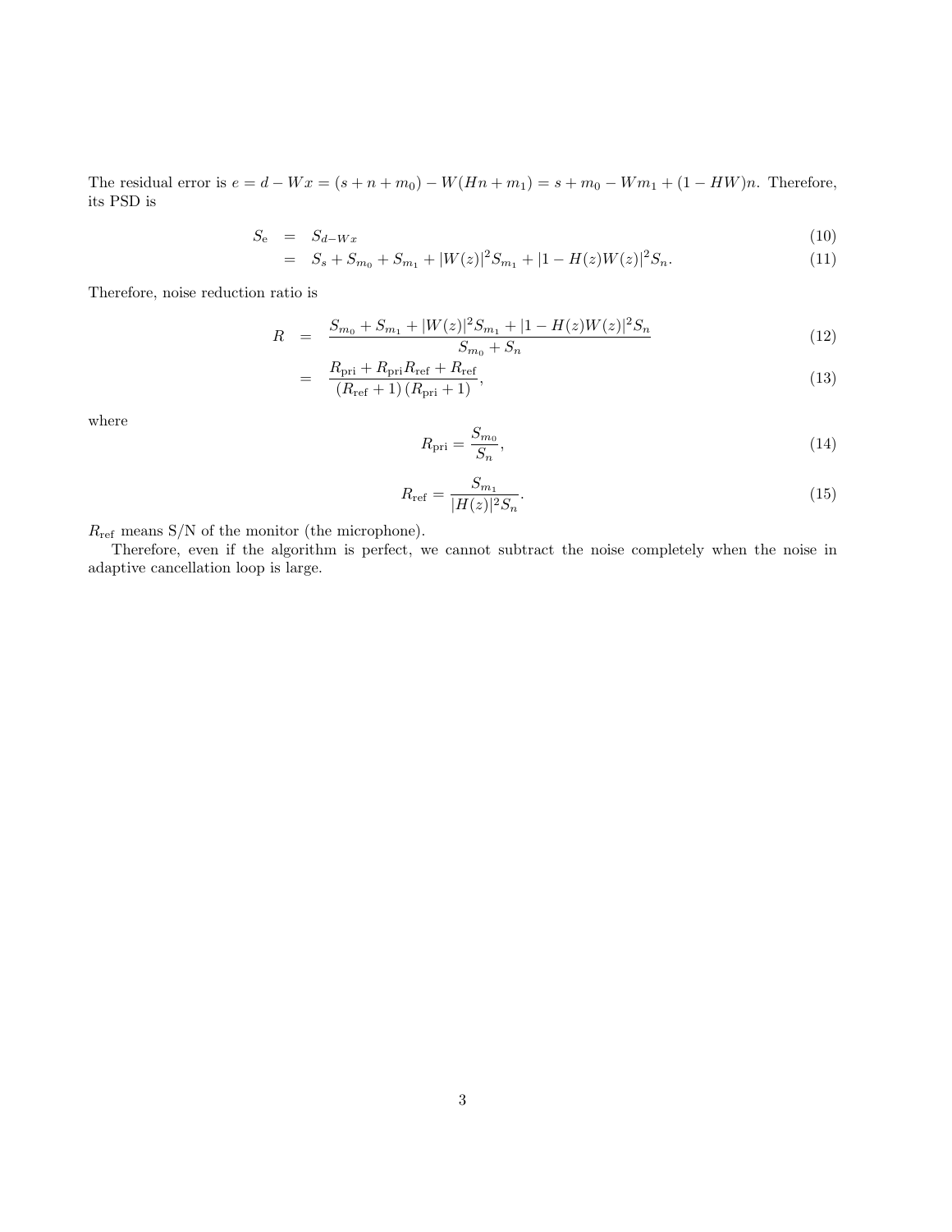The residual error is $e = d - Wx = (s + n + m_0) - W(Hn + m_1) = s + m_0 - Wm_1 + (1 - HW)n$. Therefore, its PSD is

$$
\begin{aligned}
S_{\mathrm{e}} &= S_{d-Wx} && (10) \\
&= S_s + S_{m_0} + S_{m_1} + |W(z)|^2 S_{m_1} + |1 - H(z)W(z)|^2 S_n. && (11)
\end{aligned}
$$

Therefore, noise reduction ratio is

$$
\begin{aligned}
R &= \frac{S_{m_0} + S_{m_1} + |W(z)|^2 S_{m_1} + |1 - H(z)W(z)|^2 S_n}{S_{m_0} + S_n} && (12) \\
&= \frac{R_{\mathrm{pri}} + R_{\mathrm{pri}} R_{\mathrm{ref}} + R_{\mathrm{ref}}}{(R_{\mathrm{ref}} + 1)(R_{\mathrm{pri}} + 1)}, && (13)
\end{aligned}
$$

where

$$
R_{\mathrm{pri}} = \frac{S_{m_0}}{S_n}, \tag{14}
$$

$$
R_{\mathrm{ref}} = \frac{S_{m_1}}{|H(z)|^2 S_n}. \tag{15}
$$

$R_{\mathrm{ref}}$ means S/N of the monitor (the microphone).

Therefore, even if the algorithm is perfect, we cannot subtract the noise completely when the noise in adaptive cancellation loop is large.